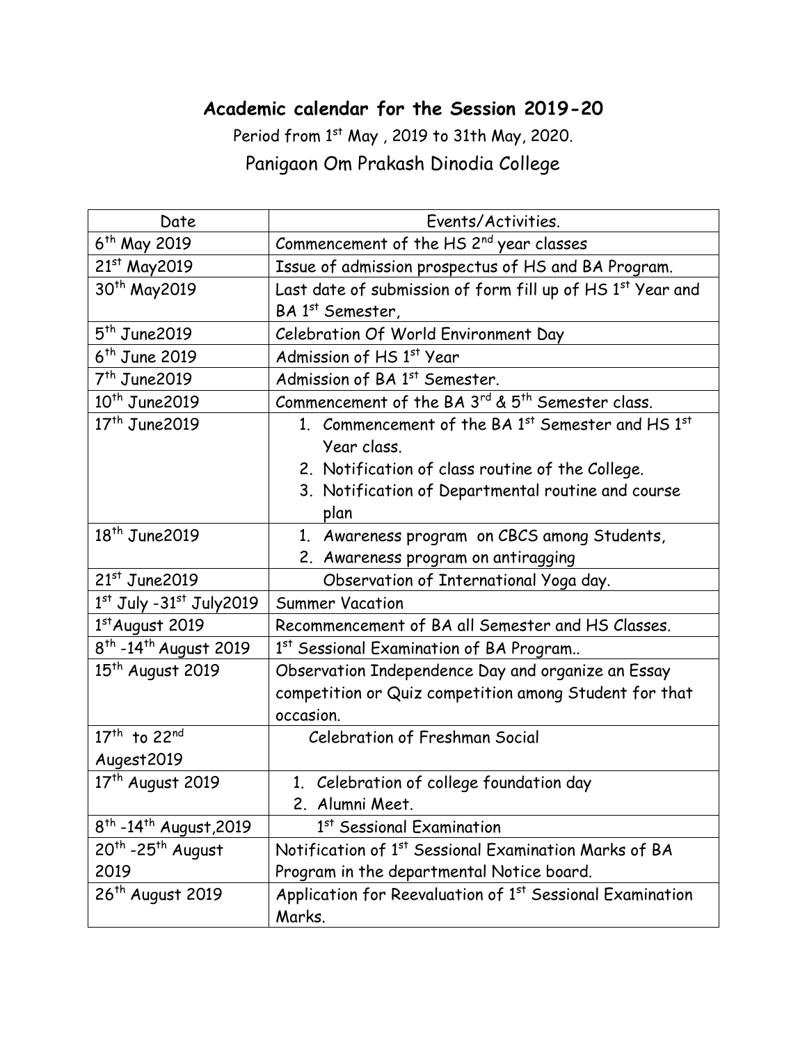## Academic calendar for the Session 2019-20

Period from 1st May , 2019 to 31th May, 2020.

Panigaon Om Prakash Dinodia College

| Date | Events/Activities. |
|---|---|
| 6th May 2019 | Commencement of the HS 2nd year classes |
| 21st May2019 | Issue of admission prospectus of HS and BA Program. |
| 30th May2019 | Last date of submission of form fill up of HS 1st Year and BA 1st Semester, |
| 5th June2019 | Celebration Of World Environment Day |
| 6th June 2019 | Admission of HS 1st Year |
| 7th June2019 | Admission of BA 1st Semester. |
| 10th June2019 | Commencement of the BA 3rd & 5th Semester class. |
| 17th June2019 | 1. Commencement of the BA 1st Semester and HS 1st Year class.<br>2. Notification of class routine of the College.<br>3. Notification of Departmental routine and course plan |
| 18th June2019 | 1. Awareness program on CBCS among Students,<br>2. Awareness program on antiragging |
| 21st June2019 | Observation of International Yoga day. |
| 1st July -31st July2019 | Summer Vacation |
| 1stAugust 2019 | Recommencement of BA all Semester and HS Classes. |
| 8th -14th August 2019 | 1st Sessional Examination of BA Program.. |
| 15th August 2019 | Observation Independence Day and organize an Essay competition or Quiz competition among Student for that occasion. |
| 17th to 22nd Augest2019 | Celebration of Freshman Social |
| 17th August 2019 | 1. Celebration of college foundation day<br>2. Alumni Meet. |
| 8th -14th August,2019 | 1st Sessional Examination |
| 20th -25th August 2019 | Notification of 1st Sessional Examination Marks of BA Program in the departmental Notice board. |
| 26th August 2019 | Application for Reevaluation of 1st Sessional Examination Marks. |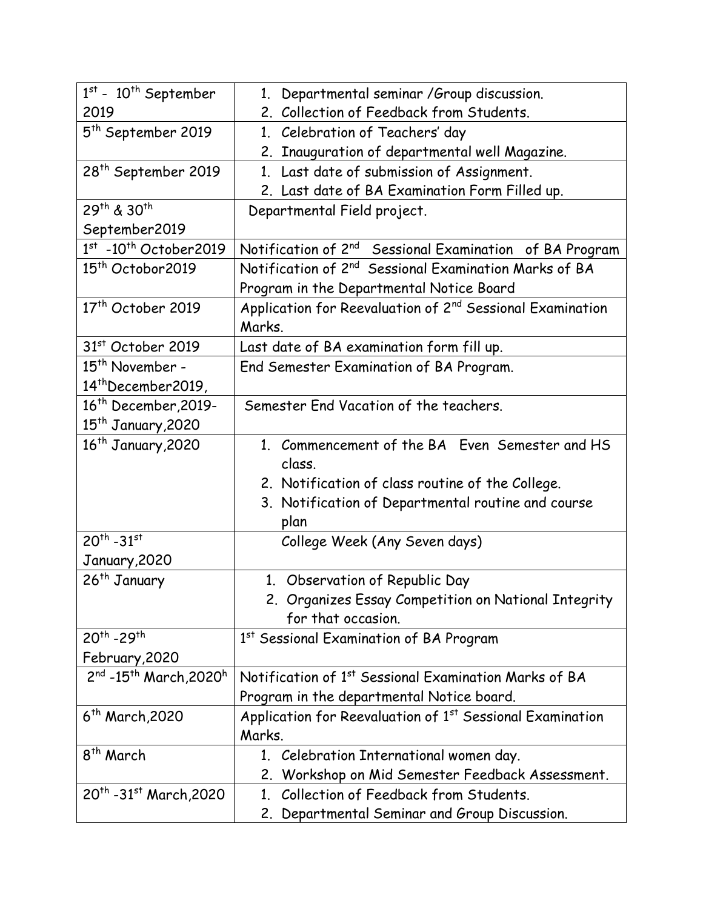| | |
|---|---|
| 1st - 10th September 2019 | 1. Departmental seminar /Group discussion.<br>2. Collection of Feedback from Students. |
| 5th September 2019 | 1. Celebration of Teachers' day<br>2. Inauguration of departmental well Magazine. |
| 28th September 2019 | 1. Last date of submission of Assignment.<br>2. Last date of BA Examination Form Filled up. |
| 29th & 30th September2019 | Departmental Field project. |
| 1st -10th October2019 | Notification of 2nd Sessional Examination of BA Program |
| 15th Octobor2019 | Notification of 2nd Sessional Examination Marks of BA Program in the Departmental Notice Board |
| 17th October 2019 | Application for Reevaluation of 2nd Sessional Examination Marks. |
| 31st October 2019 | Last date of BA examination form fill up. |
| 15th November - 14thDecember2019, | End Semester Examination of BA Program. |
| 16th December,2019- 15th January,2020 | Semester End Vacation of the teachers. |
| 16th January,2020 | 1. Commencement of the BA Even Semester and HS class.<br>2. Notification of class routine of the College.<br>3. Notification of Departmental routine and course plan |
| 20th -31st January,2020 | College Week (Any Seven days) |
| 26th January | 1. Observation of Republic Day<br>2. Organizes Essay Competition on National Integrity for that occasion. |
| 20th -29th February,2020 | 1st Sessional Examination of BA Program |
| 2nd -15th March,2020h | Notification of 1st Sessional Examination Marks of BA Program in the departmental Notice board. |
| 6th March,2020 | Application for Reevaluation of 1st Sessional Examination Marks. |
| 8th March | 1. Celebration International women day.<br>2. Workshop on Mid Semester Feedback Assessment. |
| 20th -31st March,2020 | 1. Collection of Feedback from Students.<br>2. Departmental Seminar and Group Discussion. |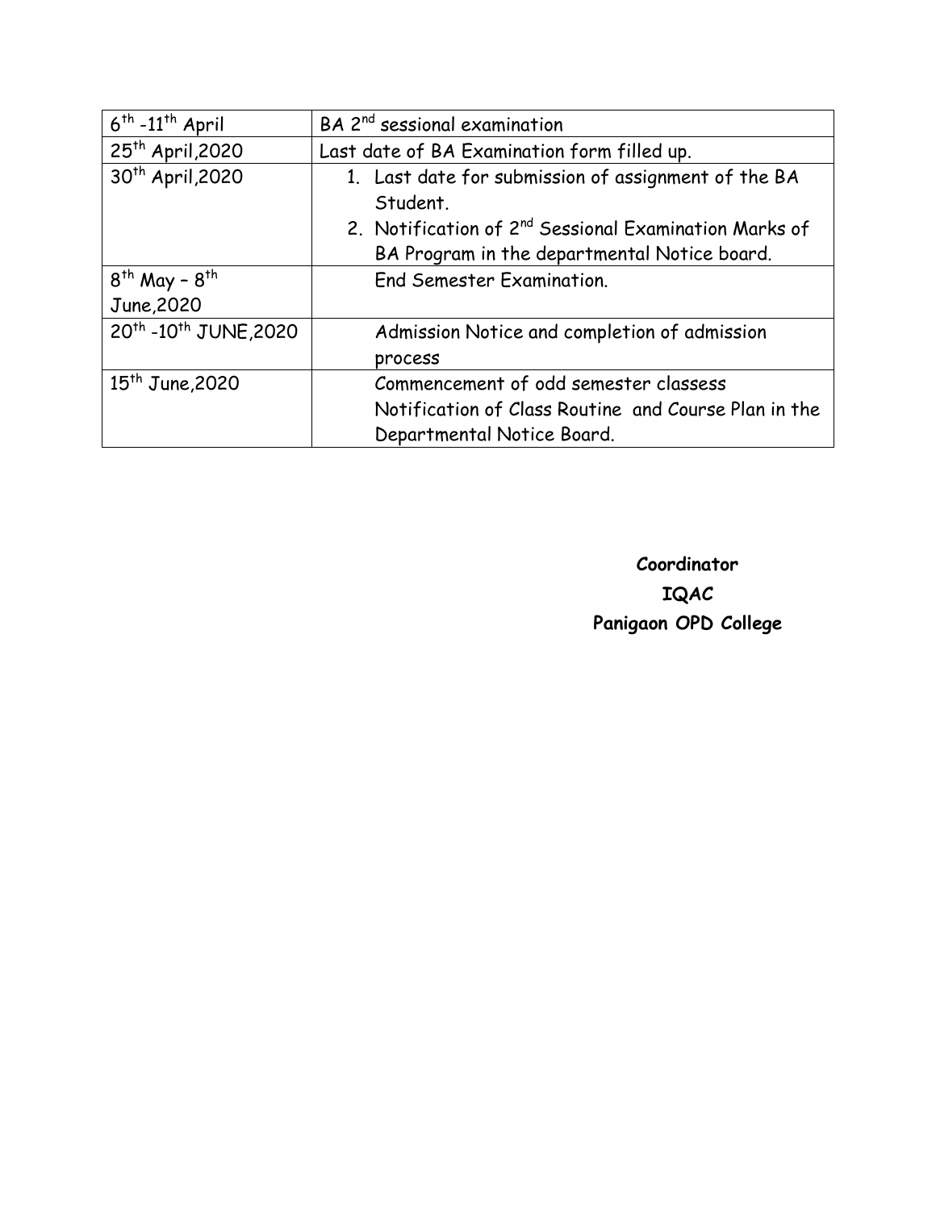| | |
|---|---|
| 6th -11th April | BA 2nd sessional examination |
| 25th April,2020 | Last date of BA Examination form filled up. |
| 30th April,2020 | 1. Last date for submission of assignment of the BA Student. 2. Notification of 2nd Sessional Examination Marks of BA Program in the departmental Notice board. |
| 8th May – 8th June,2020 | End Semester Examination. |
| 20th -10th JUNE,2020 | Admission Notice and completion of admission process |
| 15th June,2020 | Commencement of odd semester classess Notification of Class Routine and Course Plan in the Departmental Notice Board. |

**Coordinator**

**IQAC**

**Panigaon OPD College**